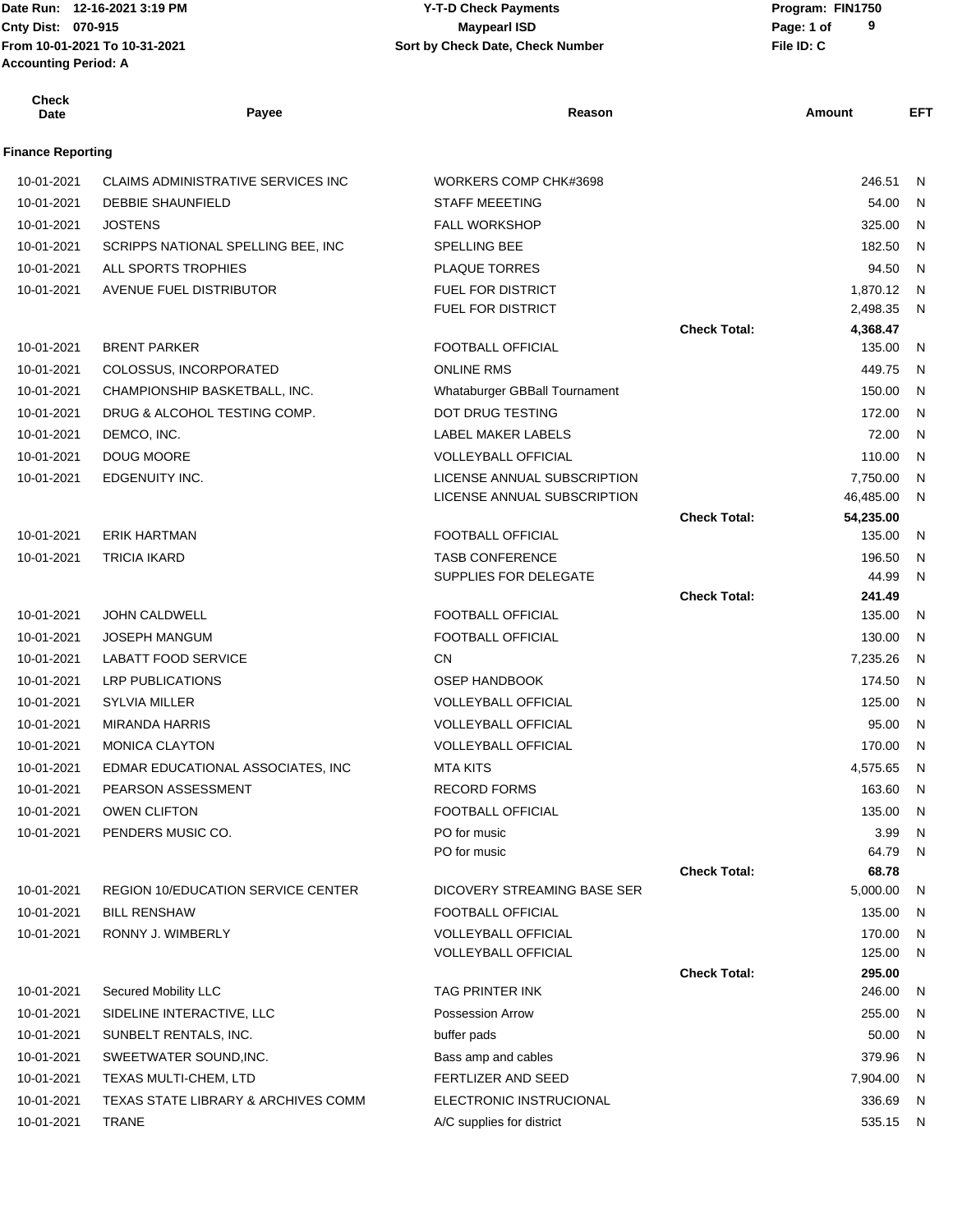**Date Run:** 12-16-2021 3:19 PM
**Cnty Dist:** 070-915
**From 10-01-2021 To 10-31-2021**
**Accounting Period: A**

**Y-T-D Check Payments**
**Maypearl ISD**
**Sort by Check Date, Check Number**

**Program:** FIN1750
**File ID:** C

## Finance Reporting

| Check Date | Payee | Reason | | Amount | EFT |
|---|---|---|---|---|---|
| 10-01-2021 | CLAIMS ADMINISTRATIVE SERVICES INC | WORKERS COMP CHK#3698 | | 246.51 | N |
| 10-01-2021 | DEBBIE SHAUNFIELD | STAFF MEEETING | | 54.00 | N |
| 10-01-2021 | JOSTENS | FALL WORKSHOP | | 325.00 | N |
| 10-01-2021 | SCRIPPS NATIONAL SPELLING BEE, INC | SPELLING BEE | | 182.50 | N |
| 10-01-2021 | ALL SPORTS TROPHIES | PLAQUE TORRES | | 94.50 | N |
| 10-01-2021 | AVENUE FUEL DISTRIBUTOR | FUEL FOR DISTRICT | | 1,870.12 | N |
| | | FUEL FOR DISTRICT | | 2,498.35 | N |
| | | | **Check Total:** | **4,368.47** | |
| 10-01-2021 | BRENT PARKER | FOOTBALL OFFICIAL | | 135.00 | N |
| 10-01-2021 | COLOSSUS, INCORPORATED | ONLINE RMS | | 449.75 | N |
| 10-01-2021 | CHAMPIONSHIP BASKETBALL, INC. | Whataburger GBBall Tournament | | 150.00 | N |
| 10-01-2021 | DRUG & ALCOHOL TESTING COMP. | DOT DRUG TESTING | | 172.00 | N |
| 10-01-2021 | DEMCO, INC. | LABEL MAKER LABELS | | 72.00 | N |
| 10-01-2021 | DOUG MOORE | VOLLEYBALL OFFICIAL | | 110.00 | N |
| 10-01-2021 | EDGENUITY INC. | LICENSE ANNUAL SUBSCRIPTION | | 7,750.00 | N |
| | | LICENSE ANNUAL SUBSCRIPTION | | 46,485.00 | N |
| | | | **Check Total:** | **54,235.00** | |
| 10-01-2021 | ERIK HARTMAN | FOOTBALL OFFICIAL | | 135.00 | N |
| 10-01-2021 | TRICIA IKARD | TASB CONFERENCE | | 196.50 | N |
| | | SUPPLIES FOR DELEGATE | | 44.99 | N |
| | | | **Check Total:** | **241.49** | |
| 10-01-2021 | JOHN CALDWELL | FOOTBALL OFFICIAL | | 135.00 | N |
| 10-01-2021 | JOSEPH MANGUM | FOOTBALL OFFICIAL | | 130.00 | N |
| 10-01-2021 | LABATT FOOD SERVICE | CN | | 7,235.26 | N |
| 10-01-2021 | LRP PUBLICATIONS | OSEP HANDBOOK | | 174.50 | N |
| 10-01-2021 | SYLVIA MILLER | VOLLEYBALL OFFICIAL | | 125.00 | N |
| 10-01-2021 | MIRANDA HARRIS | VOLLEYBALL OFFICIAL | | 95.00 | N |
| 10-01-2021 | MONICA CLAYTON | VOLLEYBALL OFFICIAL | | 170.00 | N |
| 10-01-2021 | EDMAR EDUCATIONAL ASSOCIATES, INC | MTA KITS | | 4,575.65 | N |
| 10-01-2021 | PEARSON ASSESSMENT | RECORD FORMS | | 163.60 | N |
| 10-01-2021 | OWEN CLIFTON | FOOTBALL OFFICIAL | | 135.00 | N |
| 10-01-2021 | PENDERS MUSIC CO. | PO for music | | 3.99 | N |
| | | PO for music | | 64.79 | N |
| | | | **Check Total:** | **68.78** | |
| 10-01-2021 | REGION 10/EDUCATION SERVICE CENTER | DICOVERY STREAMING BASE SER | | 5,000.00 | N |
| 10-01-2021 | BILL RENSHAW | FOOTBALL OFFICIAL | | 135.00 | N |
| 10-01-2021 | RONNY J. WIMBERLY | VOLLEYBALL OFFICIAL | | 170.00 | N |
| | | VOLLEYBALL OFFICIAL | | 125.00 | N |
| | | | **Check Total:** | **295.00** | |
| 10-01-2021 | Secured Mobility LLC | TAG PRINTER INK | | 246.00 | N |
| 10-01-2021 | SIDELINE INTERACTIVE, LLC | Possession Arrow | | 255.00 | N |
| 10-01-2021 | SUNBELT RENTALS, INC. | buffer pads | | 50.00 | N |
| 10-01-2021 | SWEETWATER SOUND,INC. | Bass amp and cables | | 379.96 | N |
| 10-01-2021 | TEXAS MULTI-CHEM, LTD | FERTLIZER AND SEED | | 7,904.00 | N |
| 10-01-2021 | TEXAS STATE LIBRARY & ARCHIVES COMM | ELECTRONIC INSTRUCIONAL | | 336.69 | N |
| 10-01-2021 | TRANE | A/C supplies for district | | 535.15 | N |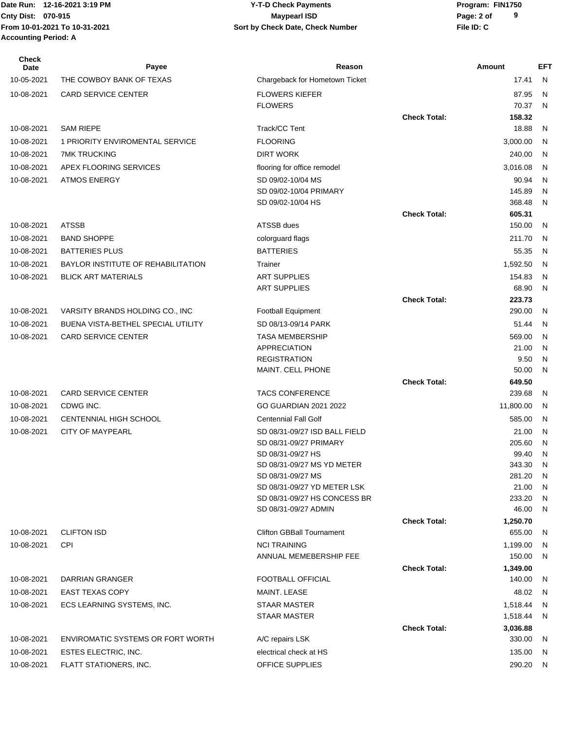| Check Date | Payee | Reason | | Amount | EFT |
|---|---|---|---|---|---|
| 10-05-2021 | THE COWBOY BANK OF TEXAS | Chargeback for Hometown Ticket | | 17.41 | N |
| 10-08-2021 | CARD SERVICE CENTER | FLOWERS KIEFER | | 87.95 | N |
| | | FLOWERS | | 70.37 | N |
| | | | **Check Total:** | **158.32** | |
| 10-08-2021 | SAM RIEPE | Track/CC Tent | | 18.88 | N |
| 10-08-2021 | 1 PRIORITY ENVIROMENTAL SERVICE | FLOORING | | 3,000.00 | N |
| 10-08-2021 | 7MK TRUCKING | DIRT WORK | | 240.00 | N |
| 10-08-2021 | APEX FLOORING SERVICES | flooring for office remodel | | 3,016.08 | N |
| 10-08-2021 | ATMOS ENERGY | SD 09/02-10/04 MS | | 90.94 | N |
| | | SD 09/02-10/04 PRIMARY | | 145.89 | N |
| | | SD 09/02-10/04 HS | | 368.48 | N |
| | | | **Check Total:** | **605.31** | |
| 10-08-2021 | ATSSB | ATSSB dues | | 150.00 | N |
| 10-08-2021 | BAND SHOPPE | colorguard flags | | 211.70 | N |
| 10-08-2021 | BATTERIES PLUS | BATTERIES | | 55.35 | N |
| 10-08-2021 | BAYLOR INSTITUTE OF REHABILITATION | Trainer | | 1,592.50 | N |
| 10-08-2021 | BLICK ART MATERIALS | ART SUPPLIES | | 154.83 | N |
| | | ART SUPPLIES | | 68.90 | N |
| | | | **Check Total:** | **223.73** | |
| 10-08-2021 | VARSITY BRANDS HOLDING CO., INC | Football Equipment | | 290.00 | N |
| 10-08-2021 | BUENA VISTA-BETHEL SPECIAL UTILITY | SD 08/13-09/14 PARK | | 51.44 | N |
| 10-08-2021 | CARD SERVICE CENTER | TASA MEMBERSHIP | | 569.00 | N |
| | | APPRECIATION | | 21.00 | N |
| | | REGISTRATION | | 9.50 | N |
| | | MAINT. CELL PHONE | | 50.00 | N |
| | | | **Check Total:** | **649.50** | |
| 10-08-2021 | CARD SERVICE CENTER | TACS CONFERENCE | | 239.68 | N |
| 10-08-2021 | CDWG INC. | GO GUARDIAN 2021 2022 | | 11,800.00 | N |
| 10-08-2021 | CENTENNIAL HIGH SCHOOL | Centennial Fall Golf | | 585.00 | N |
| 10-08-2021 | CITY OF MAYPEARL | SD 08/31-09/27 ISD BALL FIELD | | 21.00 | N |
| | | SD 08/31-09/27 PRIMARY | | 205.60 | N |
| | | SD 08/31-09/27 HS | | 99.40 | N |
| | | SD 08/31-09/27 MS YD METER | | 343.30 | N |
| | | SD 08/31-09/27 MS | | 281.20 | N |
| | | SD 08/31-09/27 YD METER LSK | | 21.00 | N |
| | | SD 08/31-09/27 HS CONCESS BR | | 233.20 | N |
| | | SD 08/31-09/27 ADMIN | | 46.00 | N |
| | | | **Check Total:** | **1,250.70** | |
| 10-08-2021 | CLIFTON ISD | Clifton GBBall Tournament | | 655.00 | N |
| 10-08-2021 | CPI | NCI TRAINING | | 1,199.00 | N |
| | | ANNUAL MEMEBERSHIP FEE | | 150.00 | N |
| | | | **Check Total:** | **1,349.00** | |
| 10-08-2021 | DARRIAN GRANGER | FOOTBALL OFFICIAL | | 140.00 | N |
| 10-08-2021 | EAST TEXAS COPY | MAINT. LEASE | | 48.02 | N |
| 10-08-2021 | ECS LEARNING SYSTEMS, INC. | STAAR MASTER | | 1,518.44 | N |
| | | STAAR MASTER | | 1,518.44 | N |
| | | | **Check Total:** | **3,036.88** | |
| 10-08-2021 | ENVIROMATIC SYSTEMS OR FORT WORTH | A/C repairs LSK | | 330.00 | N |
| 10-08-2021 | ESTES ELECTRIC, INC. | electrical check at HS | | 135.00 | N |
| 10-08-2021 | FLATT STATIONERS, INC. | OFFICE SUPPLIES | | 290.20 | N |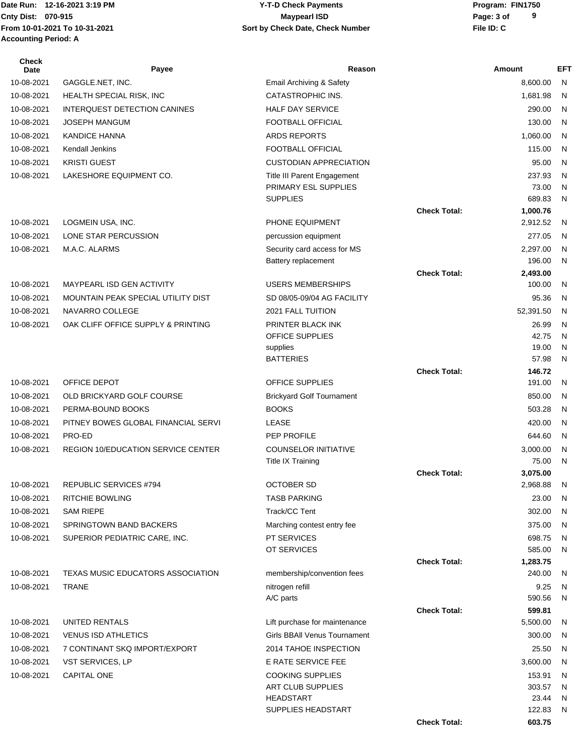**Date Run: 12-16-2021 3:19 PM** | **Cnty Dist: 070-915** | **From 10-01-2021 To 10-31-2021** | **Accounting Period: A**

**Y-T-D Check Payments**
**Maypearl ISD**
**Sort by Check Date, Check Number**

**Program: FIN1750** | **File ID: C**

| Check Date | Payee | Reason | | Amount | EFT |
|---|---|---|---|---|---|
| 10-08-2021 | GAGGLE.NET, INC. | Email Archiving & Safety | | 8,600.00 | N |
| 10-08-2021 | HEALTH SPECIAL RISK, INC | CATASTROPHIC INS. | | 1,681.98 | N |
| 10-08-2021 | INTERQUEST DETECTION CANINES | HALF DAY SERVICE | | 290.00 | N |
| 10-08-2021 | JOSEPH MANGUM | FOOTBALL OFFICIAL | | 130.00 | N |
| 10-08-2021 | KANDICE HANNA | ARDS REPORTS | | 1,060.00 | N |
| 10-08-2021 | Kendall Jenkins | FOOTBALL OFFICIAL | | 115.00 | N |
| 10-08-2021 | KRISTI GUEST | CUSTODIAN APPRECIATION | | 95.00 | N |
| 10-08-2021 | LAKESHORE EQUIPMENT CO. | Title III Parent Engagement | | 237.93 | N |
| | | PRIMARY ESL SUPPLIES | | 73.00 | N |
| | | SUPPLIES | | 689.83 | N |
| | | | **Check Total:** | **1,000.76** | |
| 10-08-2021 | LOGMEIN USA, INC. | PHONE EQUIPMENT | | 2,912.52 | N |
| 10-08-2021 | LONE STAR PERCUSSION | percussion equipment | | 277.05 | N |
| 10-08-2021 | M.A.C. ALARMS | Security card access for MS | | 2,297.00 | N |
| | | Battery replacement | | 196.00 | N |
| | | | **Check Total:** | **2,493.00** | |
| 10-08-2021 | MAYPEARL ISD GEN ACTIVITY | USERS MEMBERSHIPS | | 100.00 | N |
| 10-08-2021 | MOUNTAIN PEAK SPECIAL UTILITY DIST | SD 08/05-09/04 AG FACILITY | | 95.36 | N |
| 10-08-2021 | NAVARRO COLLEGE | 2021 FALL TUITION | | 52,391.50 | N |
| 10-08-2021 | OAK CLIFF OFFICE SUPPLY & PRINTING | PRINTER BLACK INK | | 26.99 | N |
| | | OFFICE SUPPLIES | | 42.75 | N |
| | | supplies | | 19.00 | N |
| | | BATTERIES | | 57.98 | N |
| | | | **Check Total:** | **146.72** | |
| 10-08-2021 | OFFICE DEPOT | OFFICE SUPPLIES | | 191.00 | N |
| 10-08-2021 | OLD BRICKYARD GOLF COURSE | Brickyard Golf Tournament | | 850.00 | N |
| 10-08-2021 | PERMA-BOUND BOOKS | BOOKS | | 503.28 | N |
| 10-08-2021 | PITNEY BOWES GLOBAL FINANCIAL SERVI | LEASE | | 420.00 | N |
| 10-08-2021 | PRO-ED | PEP PROFILE | | 644.60 | N |
| 10-08-2021 | REGION 10/EDUCATION SERVICE CENTER | COUNSELOR INITIATIVE | | 3,000.00 | N |
| | | Title IX Training | | 75.00 | N |
| | | | **Check Total:** | **3,075.00** | |
| 10-08-2021 | REPUBLIC SERVICES #794 | OCTOBER SD | | 2,968.88 | N |
| 10-08-2021 | RITCHIE BOWLING | TASB PARKING | | 23.00 | N |
| 10-08-2021 | SAM RIEPE | Track/CC Tent | | 302.00 | N |
| 10-08-2021 | SPRINGTOWN BAND BACKERS | Marching contest entry fee | | 375.00 | N |
| 10-08-2021 | SUPERIOR PEDIATRIC CARE, INC. | PT SERVICES | | 698.75 | N |
| | | OT SERVICES | | 585.00 | N |
| | | | **Check Total:** | **1,283.75** | |
| 10-08-2021 | TEXAS MUSIC EDUCATORS ASSOCIATION | membership/convention fees | | 240.00 | N |
| 10-08-2021 | TRANE | nitrogen refill | | 9.25 | N |
| | | A/C parts | | 590.56 | N |
| | | | **Check Total:** | **599.81** | |
| 10-08-2021 | UNITED RENTALS | Lift purchase for maintenance | | 5,500.00 | N |
| 10-08-2021 | VENUS ISD ATHLETICS | Girls BBAll Venus Tournament | | 300.00 | N |
| 10-08-2021 | 7 CONTINANT SKQ IMPORT/EXPORT | 2014 TAHOE INSPECTION | | 25.50 | N |
| 10-08-2021 | VST SERVICES, LP | E RATE SERVICE FEE | | 3,600.00 | N |
| 10-08-2021 | CAPITAL ONE | COOKING SUPPLIES | | 153.91 | N |
| | | ART CLUB SUPPLIES | | 303.57 | N |
| | | HEADSTART | | 23.44 | N |
| | | SUPPLIES HEADSTART | | 122.83 | N |
| | | | **Check Total:** | **603.75** | |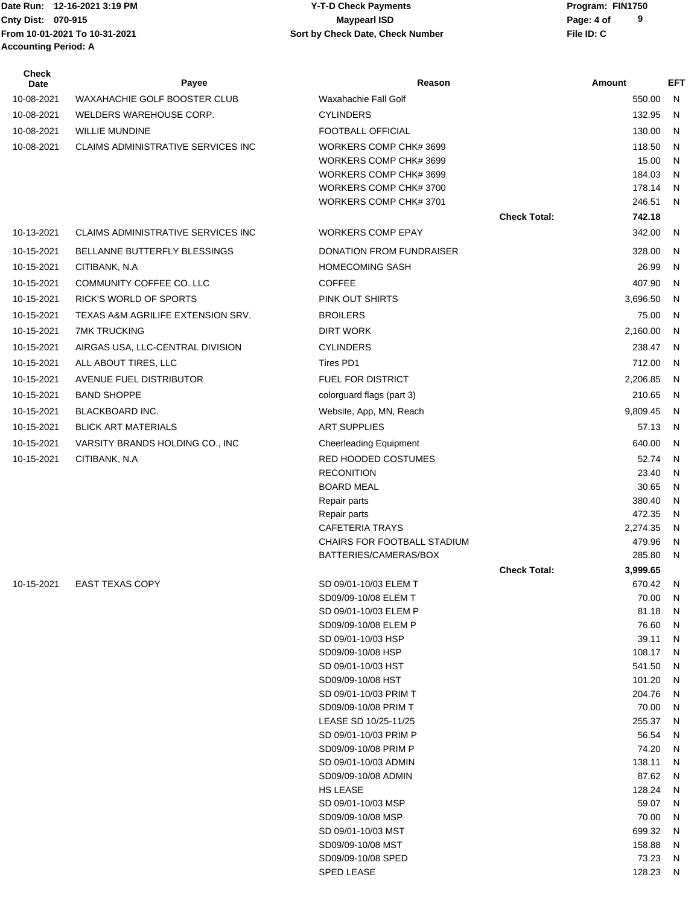Date Run: 12-16-2021 3:19 PM
Cnty Dist: 070-915
From 10-01-2021 To 10-31-2021
Accounting Period: A

**Y-T-D Check Payments**
**Maypearl ISD**
**Sort by Check Date, Check Number**

Program: FIN1750
File ID: C

| Check Date | Payee | Reason | | Amount | EFT |
|---|---|---|---|---|---|
| 10-08-2021 | WAXAHACHIE GOLF BOOSTER CLUB | Waxahachie Fall Golf | | 550.00 | N |
| 10-08-2021 | WELDERS WAREHOUSE CORP. | CYLINDERS | | 132.95 | N |
| 10-08-2021 | WILLIE MUNDINE | FOOTBALL OFFICIAL | | 130.00 | N |
| 10-08-2021 | CLAIMS ADMINISTRATIVE SERVICES INC | WORKERS COMP CHK# 3699 | | 118.50 | N |
| | | WORKERS COMP CHK# 3699 | | 15.00 | N |
| | | WORKERS COMP CHK# 3699 | | 184.03 | N |
| | | WORKERS COMP CHK# 3700 | | 178.14 | N |
| | | WORKERS COMP CHK# 3701 | | 246.51 | N |
| | | | **Check Total:** | **742.18** | |
| 10-13-2021 | CLAIMS ADMINISTRATIVE SERVICES INC | WORKERS COMP EPAY | | 342.00 | N |
| 10-15-2021 | BELLANNE BUTTERFLY BLESSINGS | DONATION FROM FUNDRAISER | | 328.00 | N |
| 10-15-2021 | CITIBANK, N.A | HOMECOMING SASH | | 26.99 | N |
| 10-15-2021 | COMMUNITY COFFEE CO. LLC | COFFEE | | 407.90 | N |
| 10-15-2021 | RICK'S WORLD OF SPORTS | PINK OUT SHIRTS | | 3,696.50 | N |
| 10-15-2021 | TEXAS A&M AGRILIFE EXTENSION SRV. | BROILERS | | 75.00 | N |
| 10-15-2021 | 7MK TRUCKING | DIRT WORK | | 2,160.00 | N |
| 10-15-2021 | AIRGAS USA, LLC-CENTRAL DIVISION | CYLINDERS | | 238.47 | N |
| 10-15-2021 | ALL ABOUT TIRES, LLC | Tires PD1 | | 712.00 | N |
| 10-15-2021 | AVENUE FUEL DISTRIBUTOR | FUEL FOR DISTRICT | | 2,206.85 | N |
| 10-15-2021 | BAND SHOPPE | colorguard flags (part 3) | | 210.65 | N |
| 10-15-2021 | BLACKBOARD INC. | Website, App, MN, Reach | | 9,809.45 | N |
| 10-15-2021 | BLICK ART MATERIALS | ART SUPPLIES | | 57.13 | N |
| 10-15-2021 | VARSITY BRANDS HOLDING CO., INC | Cheerleading Equipment | | 640.00 | N |
| 10-15-2021 | CITIBANK, N.A | RED HOODED COSTUMES | | 52.74 | N |
| | | RECONITION | | 23.40 | N |
| | | BOARD MEAL | | 30.65 | N |
| | | Repair parts | | 380.40 | N |
| | | Repair parts | | 472.35 | N |
| | | CAFETERIA TRAYS | | 2,274.35 | N |
| | | CHAIRS FOR FOOTBALL STADIUM | | 479.96 | N |
| | | BATTERIES/CAMERAS/BOX | | 285.80 | N |
| | | | **Check Total:** | **3,999.65** | |
| 10-15-2021 | EAST TEXAS COPY | SD 09/01-10/03 ELEM T | | 670.42 | N |
| | | SD09/09-10/08 ELEM T | | 70.00 | N |
| | | SD 09/01-10/03 ELEM P | | 81.18 | N |
| | | SD09/09-10/08 ELEM P | | 76.60 | N |
| | | SD 09/01-10/03 HSP | | 39.11 | N |
| | | SD09/09-10/08 HSP | | 108.17 | N |
| | | SD 09/01-10/03 HST | | 541.50 | N |
| | | SD09/09-10/08 HST | | 101.20 | N |
| | | SD 09/01-10/03 PRIM T | | 204.76 | N |
| | | SD09/09-10/08 PRIM T | | 70.00 | N |
| | | LEASE SD 10/25-11/25 | | 255.37 | N |
| | | SD 09/01-10/03 PRIM P | | 56.54 | N |
| | | SD09/09-10/08 PRIM P | | 74.20 | N |
| | | SD 09/01-10/03 ADMIN | | 138.11 | N |
| | | SD09/09-10/08 ADMIN | | 87.62 | N |
| | | HS LEASE | | 128.24 | N |
| | | SD 09/01-10/03 MSP | | 59.07 | N |
| | | SD09/09-10/08 MSP | | 70.00 | N |
| | | SD 09/01-10/03 MST | | 699.32 | N |
| | | SD09/09-10/08 MST | | 158.88 | N |
| | | SD09/09-10/08 SPED | | 73.23 | N |
| | | SPED LEASE | | 128.23 | N |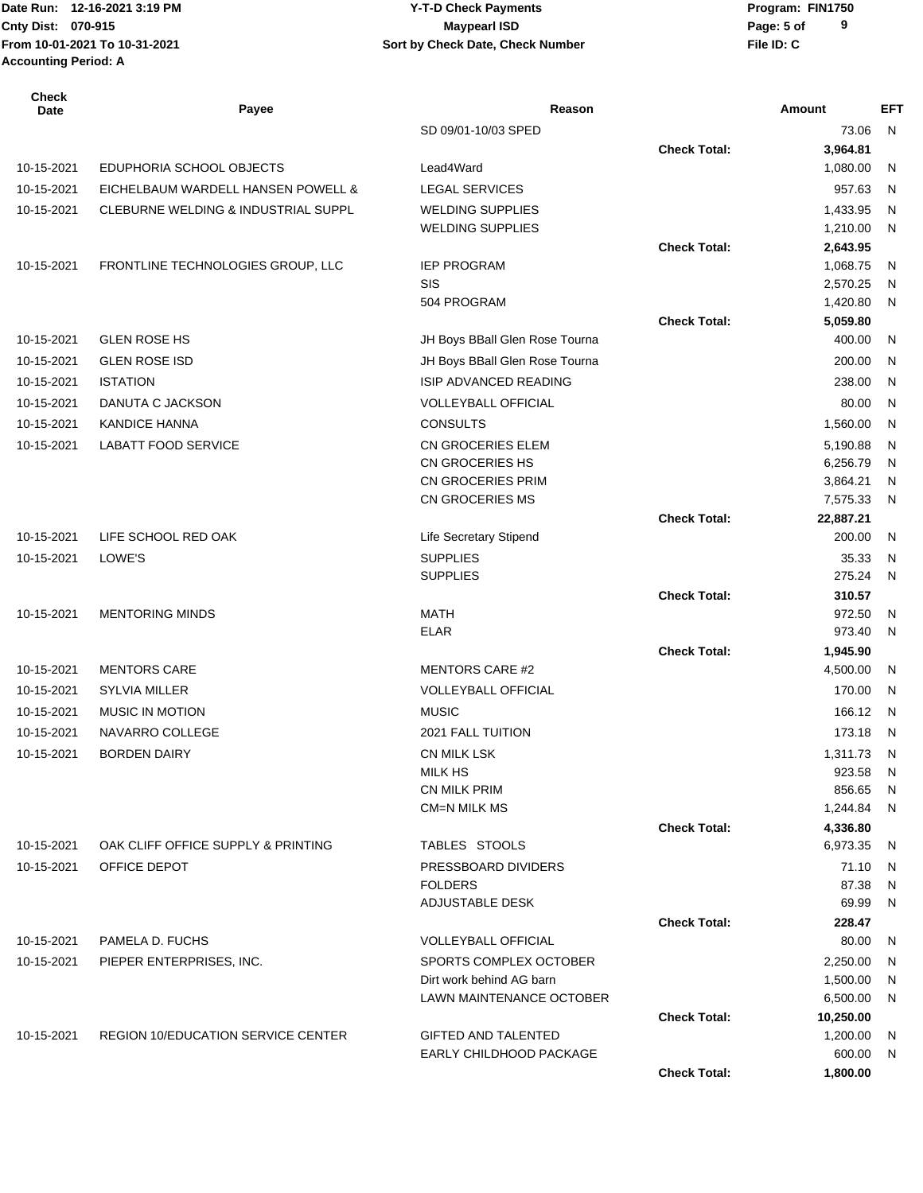Date Run: 12-16-2021 3:19 PM
Cnty Dist: 070-915
From 10-01-2021 To 10-31-2021
Accounting Period: A

**Y-T-D Check Payments**
**Maypearl ISD**
**Sort by Check Date, Check Number**

Program: FIN1750
File ID: C

| Check Date | Payee | Reason | | Amount | EFT |
|---|---|---|---|---|---|
| | | SD 09/01-10/03 SPED | | 73.06 | N |
| | | | **Check Total:** | **3,964.81** | |
| 10-15-2021 | EDUPHORIA SCHOOL OBJECTS | Lead4Ward | | 1,080.00 | N |
| 10-15-2021 | EICHELBAUM WARDELL HANSEN POWELL & | LEGAL SERVICES | | 957.63 | N |
| 10-15-2021 | CLEBURNE WELDING & INDUSTRIAL SUPPL | WELDING SUPPLIES | | 1,433.95 | N |
| | | WELDING SUPPLIES | | 1,210.00 | N |
| | | | **Check Total:** | **2,643.95** | |
| 10-15-2021 | FRONTLINE TECHNOLOGIES GROUP, LLC | IEP PROGRAM | | 1,068.75 | N |
| | | SIS | | 2,570.25 | N |
| | | 504 PROGRAM | | 1,420.80 | N |
| | | | **Check Total:** | **5,059.80** | |
| 10-15-2021 | GLEN ROSE HS | JH Boys BBall Glen Rose Tourna | | 400.00 | N |
| 10-15-2021 | GLEN ROSE ISD | JH Boys BBall Glen Rose Tourna | | 200.00 | N |
| 10-15-2021 | ISTATION | ISIP ADVANCED READING | | 238.00 | N |
| 10-15-2021 | DANUTA C JACKSON | VOLLEYBALL OFFICIAL | | 80.00 | N |
| 10-15-2021 | KANDICE HANNA | CONSULTS | | 1,560.00 | N |
| 10-15-2021 | LABATT FOOD SERVICE | CN GROCERIES ELEM | | 5,190.88 | N |
| | | CN GROCERIES HS | | 6,256.79 | N |
| | | CN GROCERIES PRIM | | 3,864.21 | N |
| | | CN GROCERIES MS | | 7,575.33 | N |
| | | | **Check Total:** | **22,887.21** | |
| 10-15-2021 | LIFE SCHOOL RED OAK | Life Secretary Stipend | | 200.00 | N |
| 10-15-2021 | LOWE'S | SUPPLIES | | 35.33 | N |
| | | SUPPLIES | | 275.24 | N |
| | | | **Check Total:** | **310.57** | |
| 10-15-2021 | MENTORING MINDS | MATH | | 972.50 | N |
| | | ELAR | | 973.40 | N |
| | | | **Check Total:** | **1,945.90** | |
| 10-15-2021 | MENTORS CARE | MENTORS CARE #2 | | 4,500.00 | N |
| 10-15-2021 | SYLVIA MILLER | VOLLEYBALL OFFICIAL | | 170.00 | N |
| 10-15-2021 | MUSIC IN MOTION | MUSIC | | 166.12 | N |
| 10-15-2021 | NAVARRO COLLEGE | 2021 FALL TUITION | | 173.18 | N |
| 10-15-2021 | BORDEN DAIRY | CN MILK LSK | | 1,311.73 | N |
| | | MILK HS | | 923.58 | N |
| | | CN MILK PRIM | | 856.65 | N |
| | | CM=N MILK MS | | 1,244.84 | N |
| | | | **Check Total:** | **4,336.80** | |
| 10-15-2021 | OAK CLIFF OFFICE SUPPLY & PRINTING | TABLES STOOLS | | 6,973.35 | N |
| 10-15-2021 | OFFICE DEPOT | PRESSBOARD DIVIDERS | | 71.10 | N |
| | | FOLDERS | | 87.38 | N |
| | | ADJUSTABLE DESK | | 69.99 | N |
| | | | **Check Total:** | **228.47** | |
| 10-15-2021 | PAMELA D. FUCHS | VOLLEYBALL OFFICIAL | | 80.00 | N |
| 10-15-2021 | PIEPER ENTERPRISES, INC. | SPORTS COMPLEX OCTOBER | | 2,250.00 | N |
| | | Dirt work behind AG barn | | 1,500.00 | N |
| | | LAWN MAINTENANCE OCTOBER | | 6,500.00 | N |
| | | | **Check Total:** | **10,250.00** | |
| 10-15-2021 | REGION 10/EDUCATION SERVICE CENTER | GIFTED AND TALENTED | | 1,200.00 | N |
| | | EARLY CHILDHOOD PACKAGE | | 600.00 | N |
| | | | **Check Total:** | **1,800.00** | |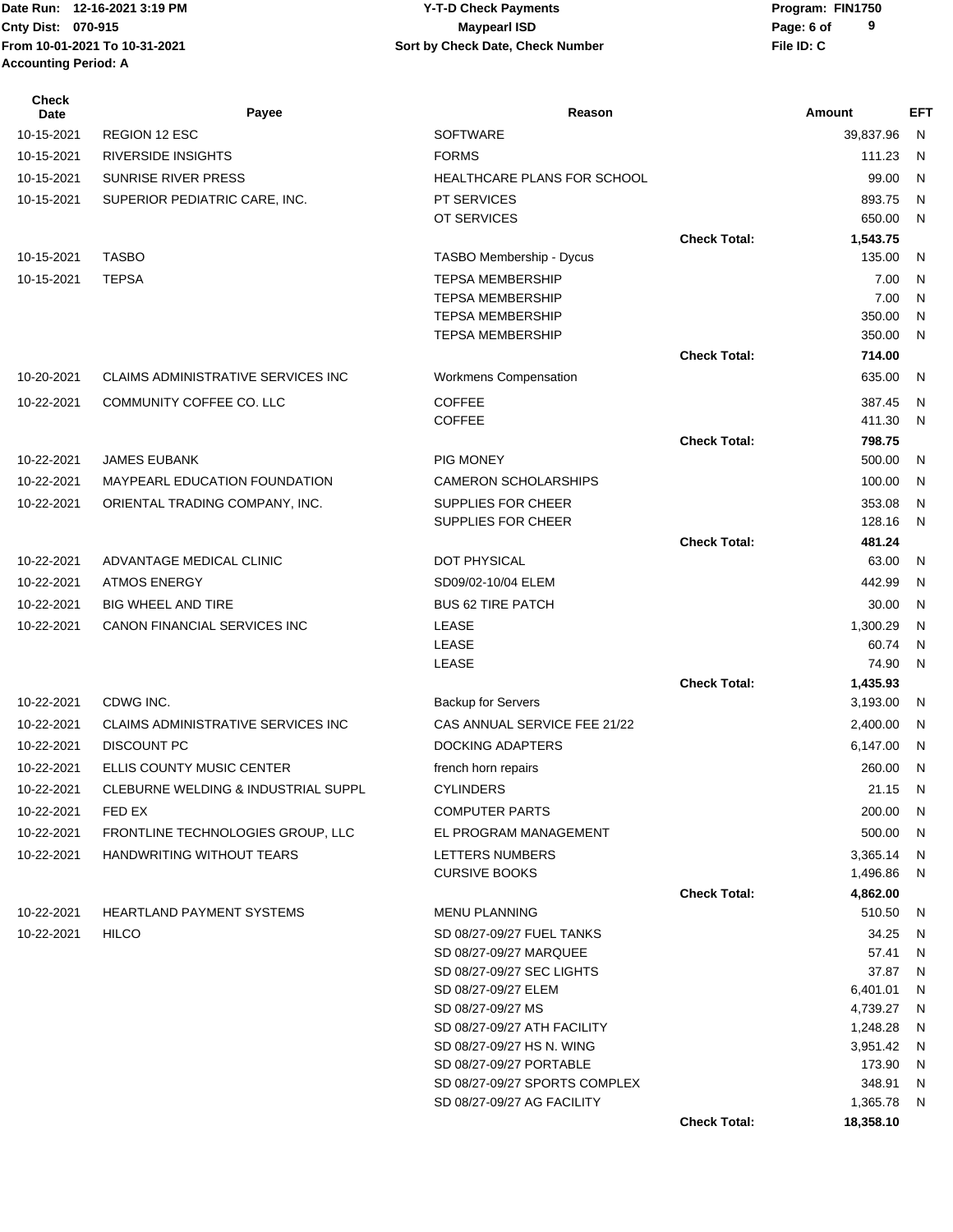Date Run: 12-16-2021 3:19 PM
Cnty Dist: 070-915
From 10-01-2021 To 10-31-2021
Accounting Period: A

**Y-T-D Check Payments**
**Maypearl ISD**
**Sort by Check Date, Check Number**

Program: FIN1750
File ID: C

| Check Date | Payee | Reason | | Amount | EFT |
|---|---|---|---|---|---|
| 10-15-2021 | REGION 12 ESC | SOFTWARE | | 39,837.96 | N |
| 10-15-2021 | RIVERSIDE INSIGHTS | FORMS | | 111.23 | N |
| 10-15-2021 | SUNRISE RIVER PRESS | HEALTHCARE PLANS FOR SCHOOL | | 99.00 | N |
| 10-15-2021 | SUPERIOR PEDIATRIC CARE, INC. | PT SERVICES | | 893.75 | N |
| | | OT SERVICES | | 650.00 | N |
| | | | **Check Total:** | **1,543.75** | |
| 10-15-2021 | TASBO | TASBO Membership - Dycus | | 135.00 | N |
| 10-15-2021 | TEPSA | TEPSA MEMBERSHIP | | 7.00 | N |
| | | TEPSA MEMBERSHIP | | 7.00 | N |
| | | TEPSA MEMBERSHIP | | 350.00 | N |
| | | TEPSA MEMBERSHIP | | 350.00 | N |
| | | | **Check Total:** | **714.00** | |
| 10-20-2021 | CLAIMS ADMINISTRATIVE SERVICES INC | Workmens Compensation | | 635.00 | N |
| 10-22-2021 | COMMUNITY COFFEE CO. LLC | COFFEE | | 387.45 | N |
| | | COFFEE | | 411.30 | N |
| | | | **Check Total:** | **798.75** | |
| 10-22-2021 | JAMES EUBANK | PIG MONEY | | 500.00 | N |
| 10-22-2021 | MAYPEARL EDUCATION FOUNDATION | CAMERON SCHOLARSHIPS | | 100.00 | N |
| 10-22-2021 | ORIENTAL TRADING COMPANY, INC. | SUPPLIES FOR CHEER | | 353.08 | N |
| | | SUPPLIES FOR CHEER | | 128.16 | N |
| | | | **Check Total:** | **481.24** | |
| 10-22-2021 | ADVANTAGE MEDICAL CLINIC | DOT PHYSICAL | | 63.00 | N |
| 10-22-2021 | ATMOS ENERGY | SD09/02-10/04 ELEM | | 442.99 | N |
| 10-22-2021 | BIG WHEEL AND TIRE | BUS 62 TIRE PATCH | | 30.00 | N |
| 10-22-2021 | CANON FINANCIAL SERVICES INC | LEASE | | 1,300.29 | N |
| | | LEASE | | 60.74 | N |
| | | LEASE | | 74.90 | N |
| | | | **Check Total:** | **1,435.93** | |
| 10-22-2021 | CDWG INC. | Backup for Servers | | 3,193.00 | N |
| 10-22-2021 | CLAIMS ADMINISTRATIVE SERVICES INC | CAS ANNUAL SERVICE FEE 21/22 | | 2,400.00 | N |
| 10-22-2021 | DISCOUNT PC | DOCKING ADAPTERS | | 6,147.00 | N |
| 10-22-2021 | ELLIS COUNTY MUSIC CENTER | french horn repairs | | 260.00 | N |
| 10-22-2021 | CLEBURNE WELDING & INDUSTRIAL SUPPL | CYLINDERS | | 21.15 | N |
| 10-22-2021 | FED EX | COMPUTER PARTS | | 200.00 | N |
| 10-22-2021 | FRONTLINE TECHNOLOGIES GROUP, LLC | EL PROGRAM MANAGEMENT | | 500.00 | N |
| 10-22-2021 | HANDWRITING WITHOUT TEARS | LETTERS NUMBERS | | 3,365.14 | N |
| | | CURSIVE BOOKS | | 1,496.86 | N |
| | | | **Check Total:** | **4,862.00** | |
| 10-22-2021 | HEARTLAND PAYMENT SYSTEMS | MENU PLANNING | | 510.50 | N |
| 10-22-2021 | HILCO | SD 08/27-09/27 FUEL TANKS | | 34.25 | N |
| | | SD 08/27-09/27 MARQUEE | | 57.41 | N |
| | | SD 08/27-09/27 SEC LIGHTS | | 37.87 | N |
| | | SD 08/27-09/27 ELEM | | 6,401.01 | N |
| | | SD 08/27-09/27 MS | | 4,739.27 | N |
| | | SD 08/27-09/27 ATH FACILITY | | 1,248.28 | N |
| | | SD 08/27-09/27 HS N. WING | | 3,951.42 | N |
| | | SD 08/27-09/27 PORTABLE | | 173.90 | N |
| | | SD 08/27-09/27 SPORTS COMPLEX | | 348.91 | N |
| | | SD 08/27-09/27 AG FACILITY | | 1,365.78 | N |
| | | | **Check Total:** | **18,358.10** | |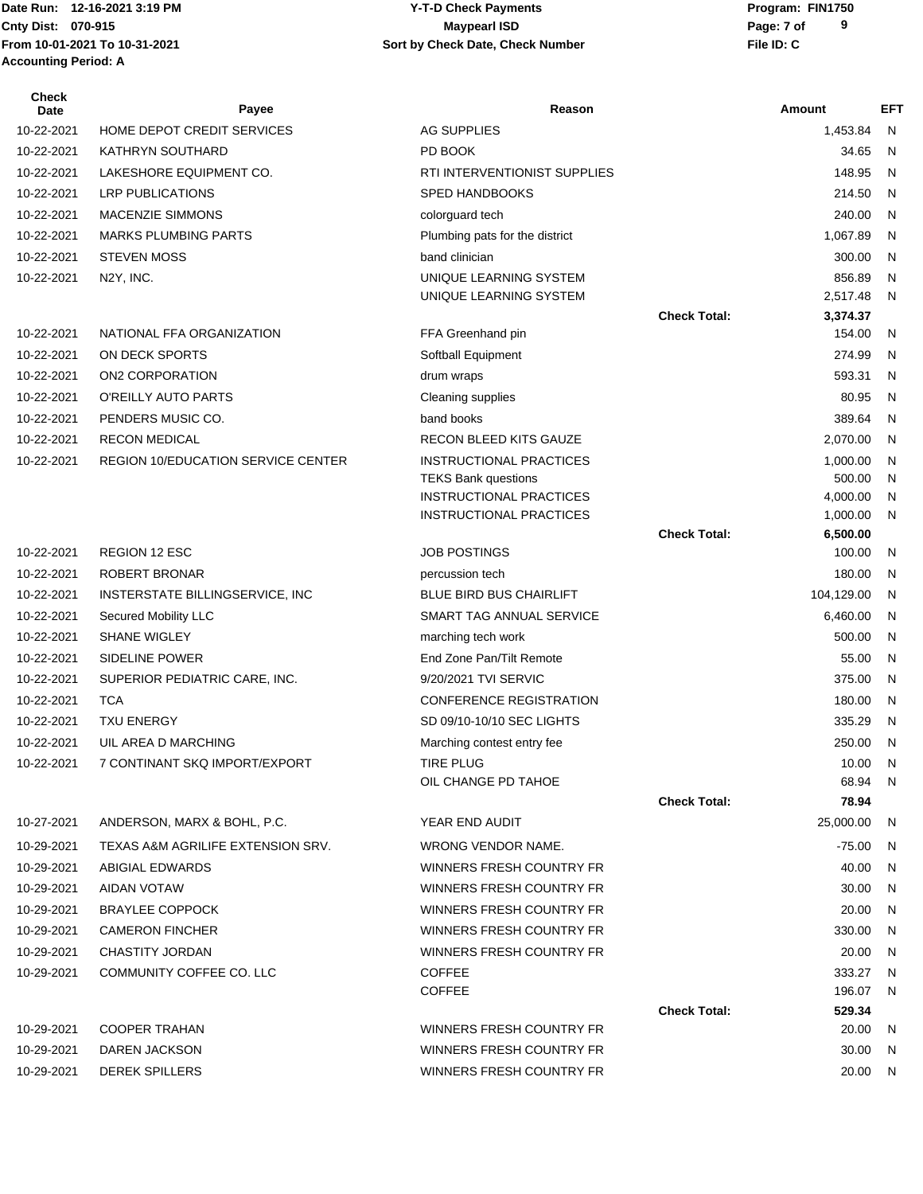| Check Date | Payee | Reason | | Amount | EFT |
|---|---|---|---|---|---|
| 10-22-2021 | HOME DEPOT CREDIT SERVICES | AG SUPPLIES | | 1,453.84 | N |
| 10-22-2021 | KATHRYN SOUTHARD | PD BOOK | | 34.65 | N |
| 10-22-2021 | LAKESHORE EQUIPMENT CO. | RTI INTERVENTIONIST SUPPLIES | | 148.95 | N |
| 10-22-2021 | LRP PUBLICATIONS | SPED HANDBOOKS | | 214.50 | N |
| 10-22-2021 | MACENZIE SIMMONS | colorguard tech | | 240.00 | N |
| 10-22-2021 | MARKS PLUMBING PARTS | Plumbing pats for the district | | 1,067.89 | N |
| 10-22-2021 | STEVEN MOSS | band clinician | | 300.00 | N |
| 10-22-2021 | N2Y, INC. | UNIQUE LEARNING SYSTEM | | 856.89 | N |
| | | UNIQUE LEARNING SYSTEM | | 2,517.48 | N |
| | | | **Check Total:** | **3,374.37** | |
| 10-22-2021 | NATIONAL FFA ORGANIZATION | FFA Greenhand pin | | 154.00 | N |
| 10-22-2021 | ON DECK SPORTS | Softball Equipment | | 274.99 | N |
| 10-22-2021 | ON2 CORPORATION | drum wraps | | 593.31 | N |
| 10-22-2021 | O'REILLY AUTO PARTS | Cleaning supplies | | 80.95 | N |
| 10-22-2021 | PENDERS MUSIC CO. | band books | | 389.64 | N |
| 10-22-2021 | RECON MEDICAL | RECON BLEED KITS GAUZE | | 2,070.00 | N |
| 10-22-2021 | REGION 10/EDUCATION SERVICE CENTER | INSTRUCTIONAL PRACTICES | | 1,000.00 | N |
| | | TEKS Bank questions | | 500.00 | N |
| | | INSTRUCTIONAL PRACTICES | | 4,000.00 | N |
| | | INSTRUCTIONAL PRACTICES | | 1,000.00 | N |
| | | | **Check Total:** | **6,500.00** | |
| 10-22-2021 | REGION 12 ESC | JOB POSTINGS | | 100.00 | N |
| 10-22-2021 | ROBERT BRONAR | percussion tech | | 180.00 | N |
| 10-22-2021 | INSTERSTATE BILLINGSERVICE, INC | BLUE BIRD BUS CHAIRLIFT | | 104,129.00 | N |
| 10-22-2021 | Secured Mobility LLC | SMART TAG ANNUAL SERVICE | | 6,460.00 | N |
| 10-22-2021 | SHANE WIGLEY | marching tech work | | 500.00 | N |
| 10-22-2021 | SIDELINE POWER | End Zone Pan/Tilt Remote | | 55.00 | N |
| 10-22-2021 | SUPERIOR PEDIATRIC CARE, INC. | 9/20/2021 TVI SERVIC | | 375.00 | N |
| 10-22-2021 | TCA | CONFERENCE REGISTRATION | | 180.00 | N |
| 10-22-2021 | TXU ENERGY | SD 09/10-10/10 SEC LIGHTS | | 335.29 | N |
| 10-22-2021 | UIL AREA D MARCHING | Marching contest entry fee | | 250.00 | N |
| 10-22-2021 | 7 CONTINANT SKQ IMPORT/EXPORT | TIRE PLUG | | 10.00 | N |
| | | OIL CHANGE PD TAHOE | | 68.94 | N |
| | | | **Check Total:** | **78.94** | |
| 10-27-2021 | ANDERSON, MARX & BOHL, P.C. | YEAR END AUDIT | | 25,000.00 | N |
| 10-29-2021 | TEXAS A&M AGRILIFE EXTENSION SRV. | WRONG VENDOR NAME. | | -75.00 | N |
| 10-29-2021 | ABIGIAL EDWARDS | WINNERS FRESH COUNTRY FR | | 40.00 | N |
| 10-29-2021 | AIDAN VOTAW | WINNERS FRESH COUNTRY FR | | 30.00 | N |
| 10-29-2021 | BRAYLEE COPPOCK | WINNERS FRESH COUNTRY FR | | 20.00 | N |
| 10-29-2021 | CAMERON FINCHER | WINNERS FRESH COUNTRY FR | | 330.00 | N |
| 10-29-2021 | CHASTITY JORDAN | WINNERS FRESH COUNTRY FR | | 20.00 | N |
| 10-29-2021 | COMMUNITY COFFEE CO. LLC | COFFEE | | 333.27 | N |
| | | COFFEE | | 196.07 | N |
| | | | **Check Total:** | **529.34** | |
| 10-29-2021 | COOPER TRAHAN | WINNERS FRESH COUNTRY FR | | 20.00 | N |
| 10-29-2021 | DAREN JACKSON | WINNERS FRESH COUNTRY FR | | 30.00 | N |
| 10-29-2021 | DEREK SPILLERS | WINNERS FRESH COUNTRY FR | | 20.00 | N |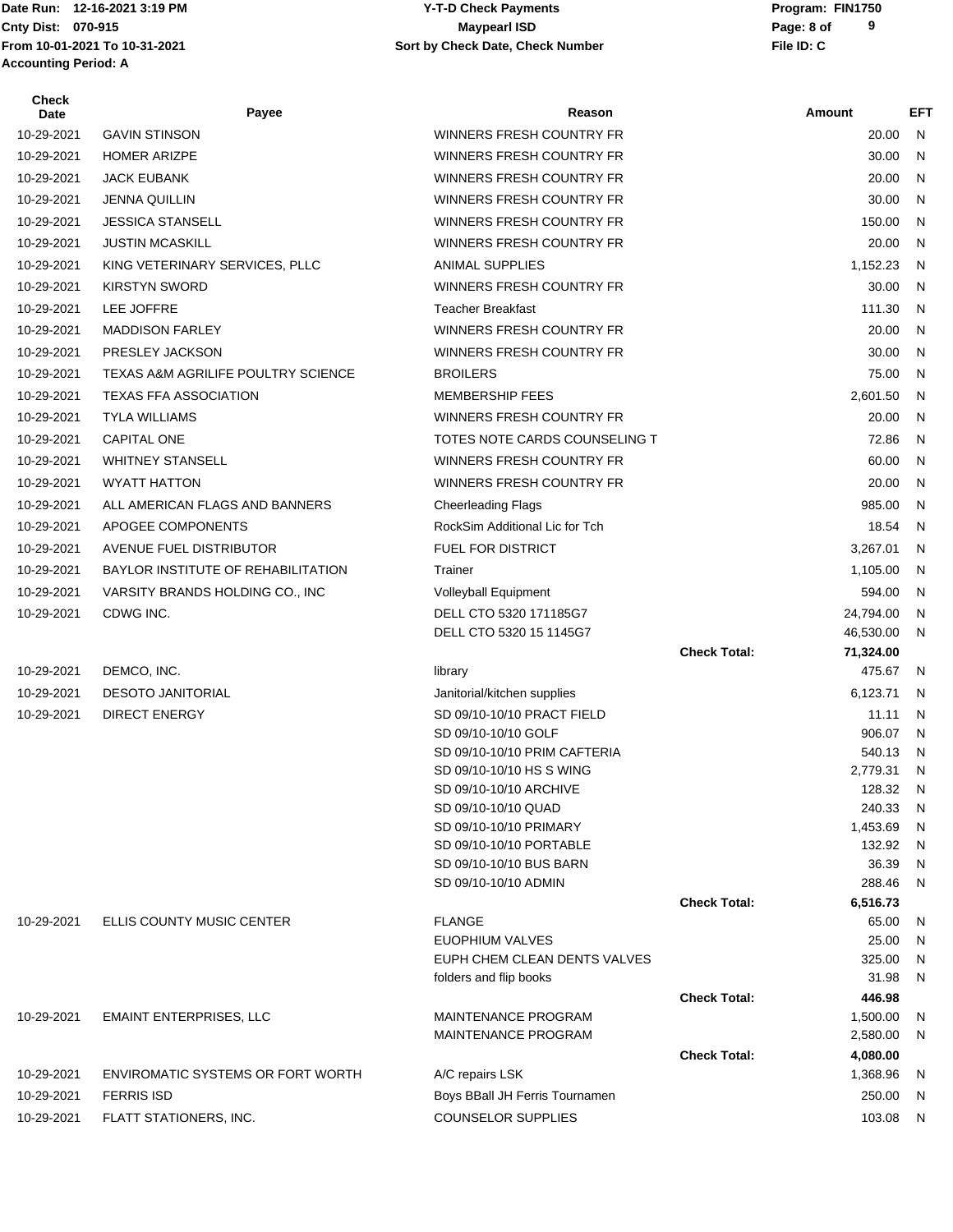| Check Date | Payee | Reason | | Amount | EFT |
|---|---|---|---|---|---|
| 10-29-2021 | GAVIN STINSON | WINNERS FRESH COUNTRY FR | | 20.00 | N |
| 10-29-2021 | HOMER ARIZPE | WINNERS FRESH COUNTRY FR | | 30.00 | N |
| 10-29-2021 | JACK EUBANK | WINNERS FRESH COUNTRY FR | | 20.00 | N |
| 10-29-2021 | JENNA QUILLIN | WINNERS FRESH COUNTRY FR | | 30.00 | N |
| 10-29-2021 | JESSICA STANSELL | WINNERS FRESH COUNTRY FR | | 150.00 | N |
| 10-29-2021 | JUSTIN MCASKILL | WINNERS FRESH COUNTRY FR | | 20.00 | N |
| 10-29-2021 | KING VETERINARY SERVICES, PLLC | ANIMAL SUPPLIES | | 1,152.23 | N |
| 10-29-2021 | KIRSTYN SWORD | WINNERS FRESH COUNTRY FR | | 30.00 | N |
| 10-29-2021 | LEE JOFFRE | Teacher Breakfast | | 111.30 | N |
| 10-29-2021 | MADDISON FARLEY | WINNERS FRESH COUNTRY FR | | 20.00 | N |
| 10-29-2021 | PRESLEY JACKSON | WINNERS FRESH COUNTRY FR | | 30.00 | N |
| 10-29-2021 | TEXAS A&M AGRILIFE POULTRY SCIENCE | BROILERS | | 75.00 | N |
| 10-29-2021 | TEXAS FFA ASSOCIATION | MEMBERSHIP FEES | | 2,601.50 | N |
| 10-29-2021 | TYLA WILLIAMS | WINNERS FRESH COUNTRY FR | | 20.00 | N |
| 10-29-2021 | CAPITAL ONE | TOTES NOTE CARDS COUNSELING T | | 72.86 | N |
| 10-29-2021 | WHITNEY STANSELL | WINNERS FRESH COUNTRY FR | | 60.00 | N |
| 10-29-2021 | WYATT HATTON | WINNERS FRESH COUNTRY FR | | 20.00 | N |
| 10-29-2021 | ALL AMERICAN FLAGS AND BANNERS | Cheerleading Flags | | 985.00 | N |
| 10-29-2021 | APOGEE COMPONENTS | RockSim Additional Lic for Tch | | 18.54 | N |
| 10-29-2021 | AVENUE FUEL DISTRIBUTOR | FUEL FOR DISTRICT | | 3,267.01 | N |
| 10-29-2021 | BAYLOR INSTITUTE OF REHABILITATION | Trainer | | 1,105.00 | N |
| 10-29-2021 | VARSITY BRANDS HOLDING CO., INC | Volleyball Equipment | | 594.00 | N |
| 10-29-2021 | CDWG INC. | DELL CTO 5320 171185G7 | | 24,794.00 | N |
| | | DELL CTO 5320 15 1145G7 | | 46,530.00 | N |
| | | | **Check Total:** | **71,324.00** | |
| 10-29-2021 | DEMCO, INC. | library | | 475.67 | N |
| 10-29-2021 | DESOTO JANITORIAL | Janitorial/kitchen supplies | | 6,123.71 | N |
| 10-29-2021 | DIRECT ENERGY | SD 09/10-10/10 PRACT FIELD | | 11.11 | N |
| | | SD 09/10-10/10 GOLF | | 906.07 | N |
| | | SD 09/10-10/10 PRIM CAFTERIA | | 540.13 | N |
| | | SD 09/10-10/10 HS S WING | | 2,779.31 | N |
| | | SD 09/10-10/10 ARCHIVE | | 128.32 | N |
| | | SD 09/10-10/10 QUAD | | 240.33 | N |
| | | SD 09/10-10/10 PRIMARY | | 1,453.69 | N |
| | | SD 09/10-10/10 PORTABLE | | 132.92 | N |
| | | SD 09/10-10/10 BUS BARN | | 36.39 | N |
| | | SD 09/10-10/10 ADMIN | | 288.46 | N |
| | | | **Check Total:** | **6,516.73** | |
| 10-29-2021 | ELLIS COUNTY MUSIC CENTER | FLANGE | | 65.00 | N |
| | | EUOPHIUM VALVES | | 25.00 | N |
| | | EUPH CHEM CLEAN DENTS VALVES | | 325.00 | N |
| | | folders and flip books | | 31.98 | N |
| | | | **Check Total:** | **446.98** | |
| 10-29-2021 | EMAINT ENTERPRISES, LLC | MAINTENANCE PROGRAM | | 1,500.00 | N |
| | | MAINTENANCE PROGRAM | | 2,580.00 | N |
| | | | **Check Total:** | **4,080.00** | |
| 10-29-2021 | ENVIROMATIC SYSTEMS OR FORT WORTH | A/C repairs LSK | | 1,368.96 | N |
| 10-29-2021 | FERRIS ISD | Boys BBall JH Ferris Tournamen | | 250.00 | N |
| 10-29-2021 | FLATT STATIONERS, INC. | COUNSELOR SUPPLIES | | 103.08 | N |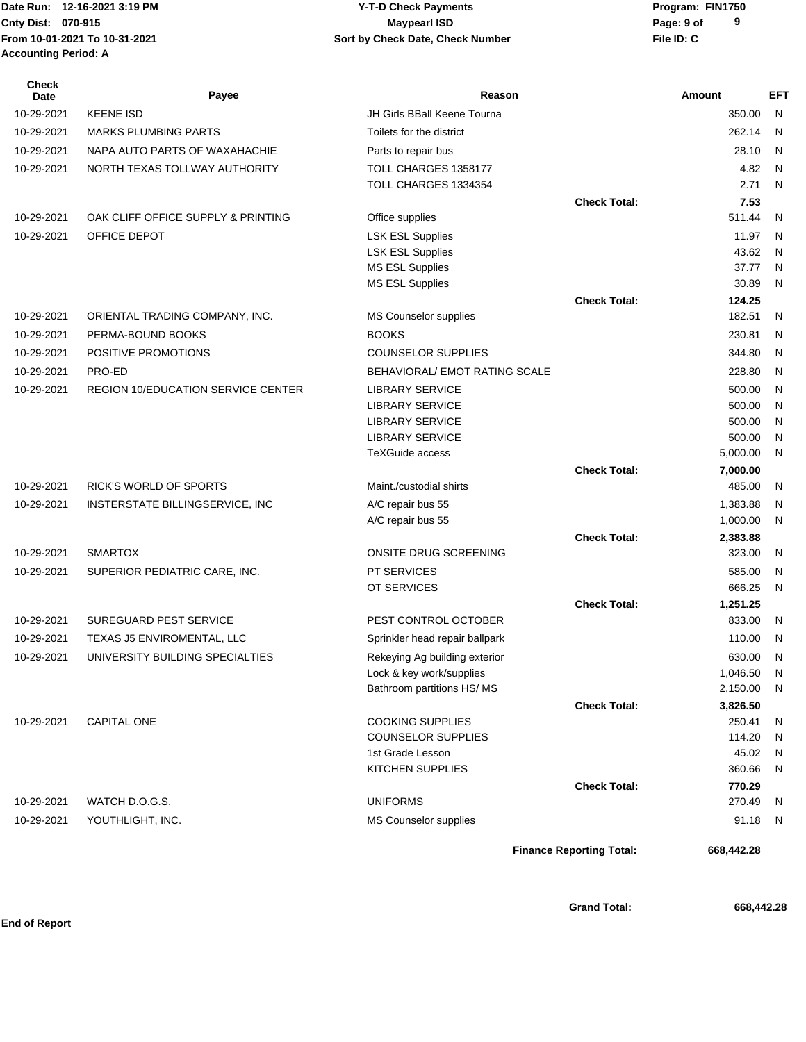| Check Date | Payee | Reason | | Amount | EFT |
|---|---|---|---|---|---|
| 10-29-2021 | KEENE ISD | JH Girls BBall Keene Tourna | | 350.00 | N |
| 10-29-2021 | MARKS PLUMBING PARTS | Toilets for the district | | 262.14 | N |
| 10-29-2021 | NAPA AUTO PARTS OF WAXAHACHIE | Parts to repair bus | | 28.10 | N |
| 10-29-2021 | NORTH TEXAS TOLLWAY AUTHORITY | TOLL CHARGES 1358177 | | 4.82 | N |
| | | TOLL CHARGES 1334354 | | 2.71 | N |
| | | | **Check Total:** | **7.53** | |
| 10-29-2021 | OAK CLIFF OFFICE SUPPLY & PRINTING | Office supplies | | 511.44 | N |
| 10-29-2021 | OFFICE DEPOT | LSK ESL Supplies | | 11.97 | N |
| | | LSK ESL Supplies | | 43.62 | N |
| | | MS ESL Supplies | | 37.77 | N |
| | | MS ESL Supplies | | 30.89 | N |
| | | | **Check Total:** | **124.25** | |
| 10-29-2021 | ORIENTAL TRADING COMPANY, INC. | MS Counselor supplies | | 182.51 | N |
| 10-29-2021 | PERMA-BOUND BOOKS | BOOKS | | 230.81 | N |
| 10-29-2021 | POSITIVE PROMOTIONS | COUNSELOR SUPPLIES | | 344.80 | N |
| 10-29-2021 | PRO-ED | BEHAVIORAL/ EMOT RATING SCALE | | 228.80 | N |
| 10-29-2021 | REGION 10/EDUCATION SERVICE CENTER | LIBRARY SERVICE | | 500.00 | N |
| | | LIBRARY SERVICE | | 500.00 | N |
| | | LIBRARY SERVICE | | 500.00 | N |
| | | LIBRARY SERVICE | | 500.00 | N |
| | | TeXGuide access | | 5,000.00 | N |
| | | | **Check Total:** | **7,000.00** | |
| 10-29-2021 | RICK'S WORLD OF SPORTS | Maint./custodial shirts | | 485.00 | N |
| 10-29-2021 | INSTERSTATE BILLINGSERVICE, INC | A/C repair bus 55 | | 1,383.88 | N |
| | | A/C repair bus 55 | | 1,000.00 | N |
| | | | **Check Total:** | **2,383.88** | |
| 10-29-2021 | SMARTOX | ONSITE DRUG SCREENING | | 323.00 | N |
| 10-29-2021 | SUPERIOR PEDIATRIC CARE, INC. | PT SERVICES | | 585.00 | N |
| | | OT SERVICES | | 666.25 | N |
| | | | **Check Total:** | **1,251.25** | |
| 10-29-2021 | SUREGUARD PEST SERVICE | PEST CONTROL OCTOBER | | 833.00 | N |
| 10-29-2021 | TEXAS J5 ENVIROMENTAL, LLC | Sprinkler head repair ballpark | | 110.00 | N |
| 10-29-2021 | UNIVERSITY BUILDING SPECIALTIES | Rekeying Ag building exterior | | 630.00 | N |
| | | Lock & key work/supplies | | 1,046.50 | N |
| | | Bathroom partitions HS/ MS | | 2,150.00 | N |
| | | | **Check Total:** | **3,826.50** | |
| 10-29-2021 | CAPITAL ONE | COOKING SUPPLIES | | 250.41 | N |
| | | COUNSELOR SUPPLIES | | 114.20 | N |
| | | 1st Grade Lesson | | 45.02 | N |
| | | KITCHEN SUPPLIES | | 360.66 | N |
| | | | **Check Total:** | **770.29** | |
| 10-29-2021 | WATCH D.O.G.S. | UNIFORMS | | 270.49 | N |
| 10-29-2021 | YOUTHLIGHT, INC. | MS Counselor supplies | | 91.18 | N |
| | | | **Finance Reporting Total:** | **668,442.28** | |
| | | | **Grand Total:** | **668,442.28** | |

**End of Report**